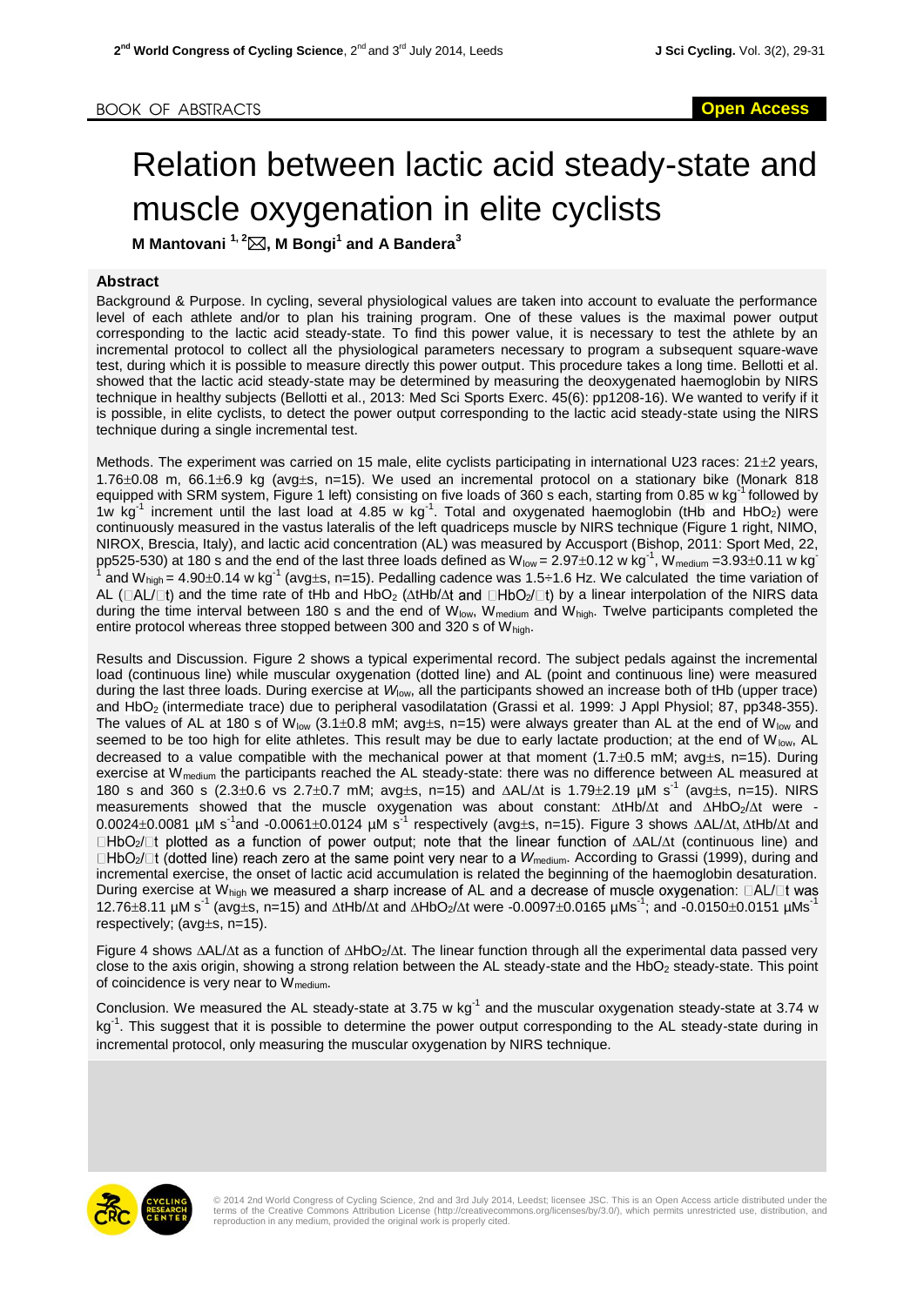BOOK OF ABSTRACTS

Open Access

# Relation between lactic acid steady-state and muscle oxygenation in elite cyclists

**M Mantovani [1, 2], M Bongi[1] and A Bandera[3]**

## Abstract

Background & Purpose. In cycling, several physiological values are taken into account to evaluate the performance level of each athlete and/or to plan his training program. One of these values is the maximal power output corresponding to the lactic acid steady-state. To find this power value, it is necessary to test the athlete by an incremental protocol to collect all the physiological parameters necessary to program a subsequent square-wave test, during which it is possible to measure directly this power output. This procedure takes a long time. Bellotti et al. showed that the lactic acid steady-state may be determined by measuring the deoxygenated haemoglobin by NIRS technique in healthy subjects (Bellotti et al., 2013: Med Sci Sports Exerc. 45(6): pp1208-16). We wanted to verify if it is possible, in elite cyclists, to detect the power output corresponding to the lactic acid steady-state using the NIRS technique during a single incremental test.

Methods. The experiment was carried on 15 male, elite cyclists participating in international U23 races: 21±2 years, 1.76±0.08 m, 66.1±6.9 kg (avg±s, n=15). We used an incremental protocol on a stationary bike (Monark 818 equipped with SRM system, Figure 1 left) consisting on five loads of 360 s each, starting from 0.85 w $kg^{-1}$ followed by 1w $kg^{-1}$ increment until the last load at 4.85 w $kg^{-1}$. Total and oxygenated haemoglobin (tHb and $HbO_2$) were continuously measured in the vastus lateralis of the left quadriceps muscle by NIRS technique (Figure 1 right, NIMO, NIROX, Brescia, Italy), and lactic acid concentration (AL) was measured by Accusport (Bishop, 2011: Sport Med, 22, pp525-530) at 180 s and the end of the last three loads defined as $W_{low}$ = 2.97±0.12 w $kg^{-1}$, $W_{medium}$ =3.93±0.11 w $kg^{-1}$ and $W_{high}$ = 4.90±0.14 w $kg^{-1}$ (avg±s, n=15). Pedalling cadence was 1.5÷1.6 Hz. We calculated the time variation of AL (ΔAL/Δt) and the time rate of tHb and $HbO_2$ (ΔtHb/Δt and Δ$HbO_2$/Δt) by a linear interpolation of the NIRS data during the time interval between 180 s and the end of $W_{low}$, $W_{medium}$ and $W_{high}$. Twelve participants completed the entire protocol whereas three stopped between 300 and 320 s of $W_{high}$.

Results and Discussion. Figure 2 shows a typical experimental record. The subject pedals against the incremental load (continuous line) while muscular oxygenation (dotted line) and AL (point and continuous line) were measured during the last three loads. During exercise at $W_{low}$, all the participants showed an increase both of tHb (upper trace) and $HbO_2$ (intermediate trace) due to peripheral vasodilatation (Grassi et al. 1999: J Appl Physiol; 87, pp348-355). The values of AL at 180 s of $W_{low}$ (3.1±0.8 mM; avg±s, n=15) were always greater than AL at the end of $W_{low}$ and seemed to be too high for elite athletes. This result may be due to early lactate production; at the end of $W_{low}$, AL decreased to a value compatible with the mechanical power at that moment (1.7±0.5 mM; avg±s, n=15). During exercise at $W_{medium}$ the participants reached the AL steady-state: there was no difference between AL measured at 180 s and 360 s (2.3±0.6 vs 2.7±0.7 mM; avg±s, n=15) and ΔAL/Δt is 1.79±2.19 μM $s^{-1}$ (avg±s, n=15). NIRS measurements showed that the muscle oxygenation was about constant: ΔtHb/Δt and Δ$HbO_2$/Δt were -0.0024±0.0081 μM $s^{-1}$and -0.0061±0.0124 μM $s^{-1}$ respectively (avg±s, n=15). Figure 3 shows ΔAL/Δt, ΔtHb/Δt and Δ$HbO_2$/Δt plotted as a function of power output; note that the linear function of ΔAL/Δt (continuous line) and Δ$HbO_2$/Δt (dotted line) reach zero at the same point very near to a $W_{medium}$. According to Grassi (1999), during and incremental exercise, the onset of lactic acid accumulation is related the beginning of the haemoglobin desaturation. During exercise at $W_{high}$ we measured a sharp increase of AL and a decrease of muscle oxygenation: ΔAL/Δt was 12.76±8.11 μM $s^{-1}$ (avg±s, n=15) and ΔtHb/Δt and Δ$HbO_2$/Δt were -0.0097±0.0165 μ$Ms^{-1}$; and -0.0150±0.0151 μ$Ms^{-1}$ respectively; (avg±s, n=15).

Figure 4 shows ΔAL/Δt as a function of Δ$HbO_2$/Δt. The linear function through all the experimental data passed very close to the axis origin, showing a strong relation between the AL steady-state and the $HbO_2$ steady-state. This point of coincidence is very near to $W_{medium}$.

Conclusion. We measured the AL steady-state at 3.75 w $kg^{-1}$ and the muscular oxygenation steady-state at 3.74 w $kg^{-1}$. This suggest that it is possible to determine the power output corresponding to the AL steady-state during in incremental protocol, only measuring the muscular oxygenation by NIRS technique.

© 2014 2nd World Congress of Cycling Science, 2nd and 3rd July 2014, Leedst; licensee JSC. This is an Open Access article distributed under the terms of the Creative Commons Attribution License (http://creativecommons.org/licenses/by/3.0/), which permits unrestricted use, distribution, and reproduction in any medium, provided the original work is properly cited.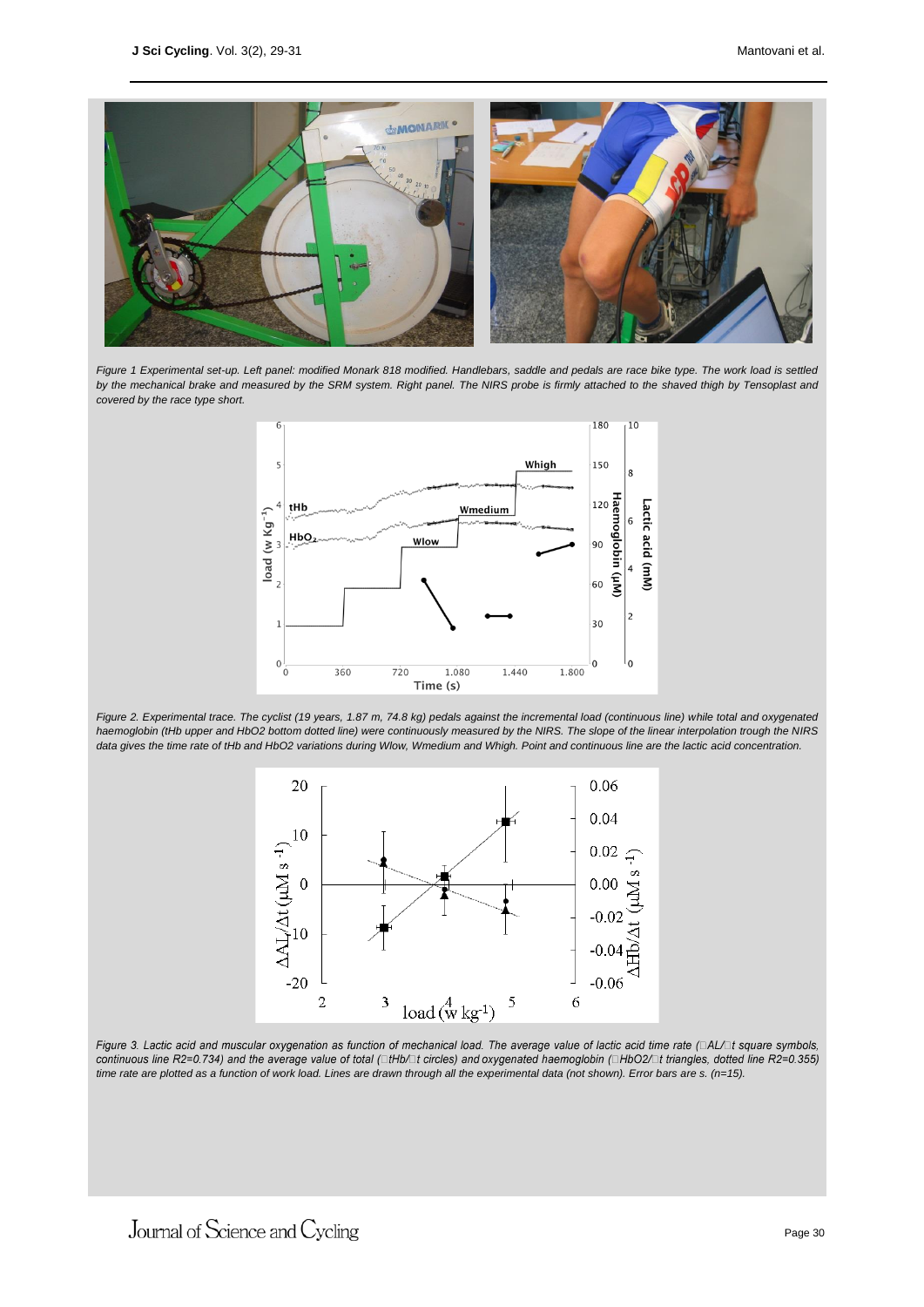*Figure 1 Experimental set-up. Left panel: modified Monark 818 modified. Handlebars, saddle and pedals are race bike type. The work load is settled by the mechanical brake and measured by the SRM system. Right panel. The NIRS probe is firmly attached to the shaved thigh by Tensoplast and covered by the race type short.*

*Figure 2. Experimental trace. The cyclist (19 years, 1.87 m, 74.8 kg) pedals against the incremental load (continuous line) while total and oxygenated haemoglobin (tHb upper and HbO2 bottom dotted line) were continuously measured by the NIRS. The slope of the linear interpolation trough the NIRS data gives the time rate of tHb and HbO2 variations during Wlow, Wmedium and Whigh. Point and continuous line are the lactic acid concentration.*

*Figure 3. Lactic acid and muscular oxygenation as function of mechanical load. The average value of lactic acid time rate (ΔAL/Δt square symbols, continuous line R2=0.734) and the average value of total (ΔtHb/Δt circles) and oxygenated haemoglobin (ΔHbO2/Δt triangles, dotted line R2=0.355) time rate are plotted as a function of work load. Lines are drawn through all the experimental data (not shown). Error bars are s. (n=15).*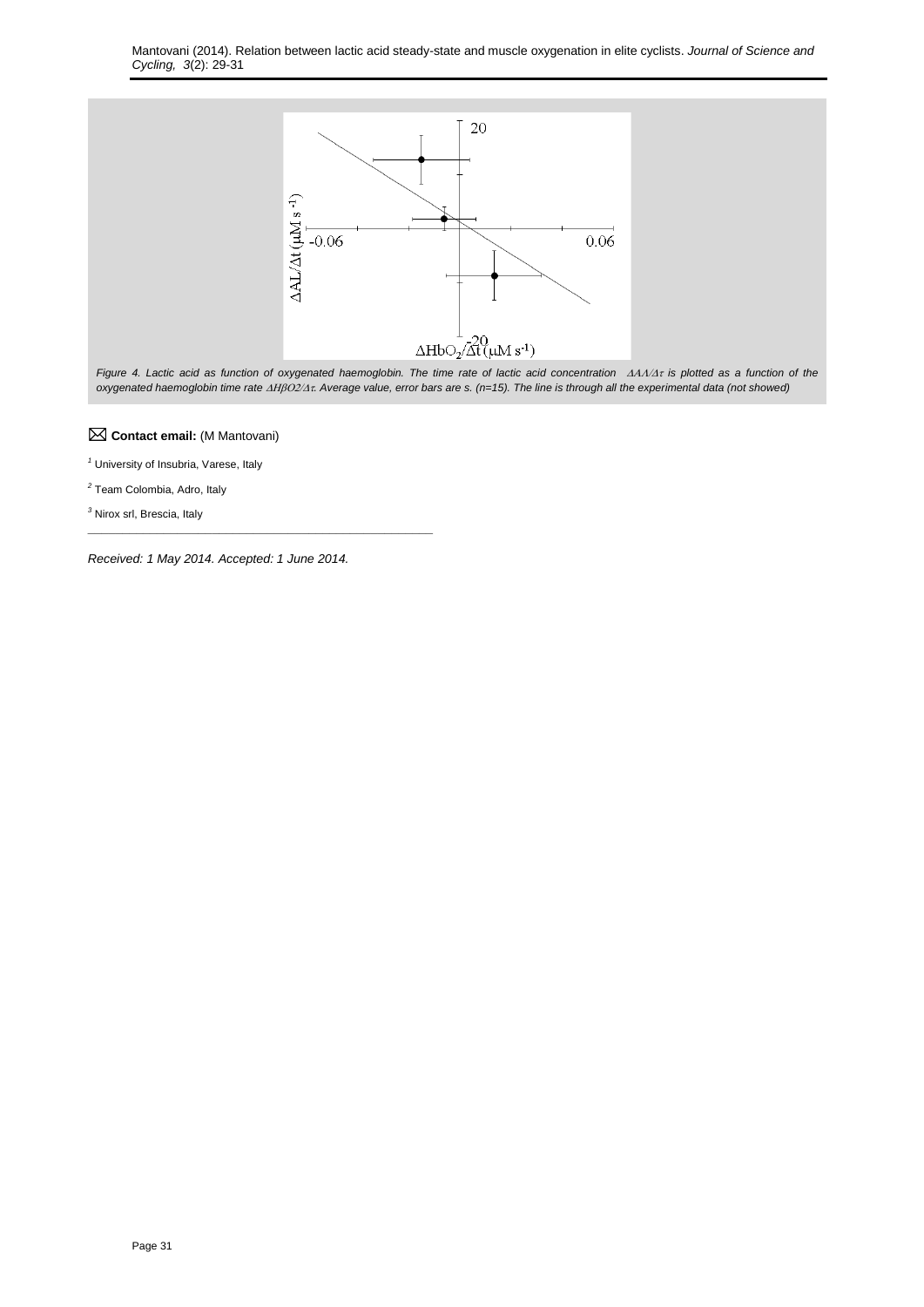20

-0.06

0.06

-20

$\Delta AL/\Delta t$ ($\mu M\ s^{-1}$)

$\Delta HbO_2/\Delta t$ ($\mu M\ s^{-1}$)

*Figure 4. Lactic acid as function of oxygenated haemoglobin. The time rate of lactic acid concentration $\Delta AA/\Delta\tau$ is plotted as a function of the oxygenated haemoglobin time rate $\Delta H\beta O2/\Delta\tau$. Average value, error bars are s. (n=15). The line is through all the experimental data (not showed)*

✉ **Contact email:** (M Mantovani)

[1] University of Insubria, Varese, Italy

[2] Team Colombia, Adro, Italy

[3] Nirox srl, Brescia, Italy

---

*Received: 1 May 2014. Accepted: 1 June 2014.*